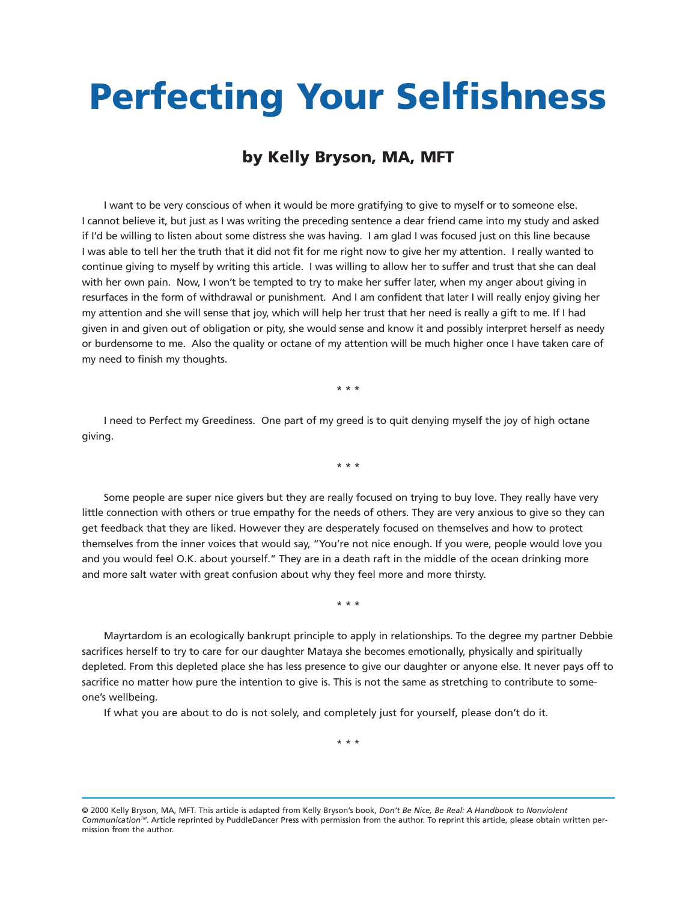# Perfecting Your Selfishness

## by Kelly Bryson, MA, MFT

I want to be very conscious of when it would be more gratifying to give to myself or to someone else. I cannot believe it, but just as I was writing the preceding sentence a dear friend came into my study and asked if I'd be willing to listen about some distress she was having. I am glad I was focused just on this line because I was able to tell her the truth that it did not fit for me right now to give her my attention. I really wanted to continue giving to myself by writing this article. I was willing to allow her to suffer and trust that she can deal with her own pain. Now, I won't be tempted to try to make her suffer later, when my anger about giving in resurfaces in the form of withdrawal or punishment. And I am confident that later I will really enjoy giving her my attention and she will sense that joy, which will help her trust that her need is really a gift to me. If I had given in and given out of obligation or pity, she would sense and know it and possibly interpret herself as needy or burdensome to me. Also the quality or octane of my attention will be much higher once I have taken care of my need to finish my thoughts.

\* \* \*

I need to Perfect my Greediness. One part of my greed is to quit denying myself the joy of high octane giving.

\* \* \*

Some people are super nice givers but they are really focused on trying to buy love. They really have very little connection with others or true empathy for the needs of others. They are very anxious to give so they can get feedback that they are liked. However they are desperately focused on themselves and how to protect themselves from the inner voices that would say, "You're not nice enough. If you were, people would love you and you would feel O.K. about yourself." They are in a death raft in the middle of the ocean drinking more and more salt water with great confusion about why they feel more and more thirsty.

\* \* \*

Mayrtardom is an ecologically bankrupt principle to apply in relationships. To the degree my partner Debbie sacrifices herself to try to care for our daughter Mataya she becomes emotionally, physically and spiritually depleted. From this depleted place she has less presence to give our daughter or anyone else. It never pays off to sacrifice no matter how pure the intention to give is. This is not the same as stretching to contribute to someone's wellbeing.

If what you are about to do is not solely, and completely just for yourself, please don't do it.

\* \* \*

© 2000 Kelly Bryson, MA, MFT. This article is adapted from Kelly Bryson's book, *Don't Be Nice, Be Real: A Handbook to Nonviolent Communication*™. Article reprinted by PuddleDancer Press with permission from the author. To reprint this article, please obtain written permission from the author.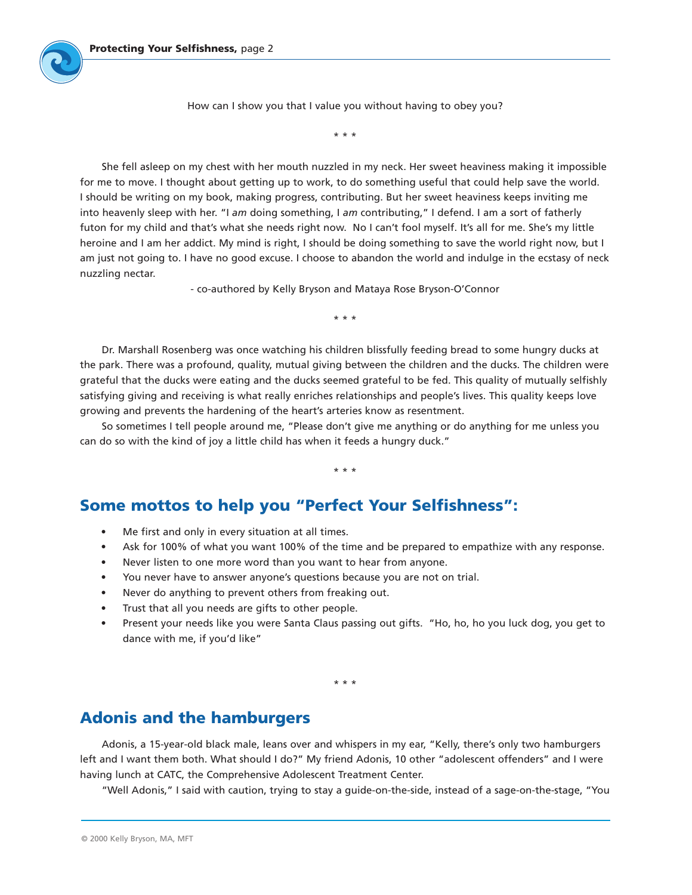How can I show you that I value you without having to obey you?

\* \* \*

She fell asleep on my chest with her mouth nuzzled in my neck. Her sweet heaviness making it impossible for me to move. I thought about getting up to work, to do something useful that could help save the world. I should be writing on my book, making progress, contributing. But her sweet heaviness keeps inviting me into heavenly sleep with her. "I *am* doing something, I *am* contributing," I defend. I am a sort of fatherly futon for my child and that's what she needs right now. No I can't fool myself. It's all for me. She's my little heroine and I am her addict. My mind is right, I should be doing something to save the world right now, but I am just not going to. I have no good excuse. I choose to abandon the world and indulge in the ecstasy of neck nuzzling nectar.

- co-authored by Kelly Bryson and Mataya Rose Bryson-O'Connor

\* \* \*

Dr. Marshall Rosenberg was once watching his children blissfully feeding bread to some hungry ducks at the park. There was a profound, quality, mutual giving between the children and the ducks. The children were grateful that the ducks were eating and the ducks seemed grateful to be fed. This quality of mutually selfishly satisfying giving and receiving is what really enriches relationships and people's lives. This quality keeps love growing and prevents the hardening of the heart's arteries know as resentment.

So sometimes I tell people around me, "Please don't give me anything or do anything for me unless you can do so with the kind of joy a little child has when it feeds a hungry duck."

\* \* \*

## Some mottos to help you "Perfect Your Selfishness":

- Me first and only in every situation at all times.
- Ask for 100% of what you want 100% of the time and be prepared to empathize with any response.
- Never listen to one more word than you want to hear from anyone.
- You never have to answer anyone's questions because you are not on trial.
- Never do anything to prevent others from freaking out.
- Trust that all you needs are gifts to other people.
- Present your needs like you were Santa Claus passing out gifts. "Ho, ho, ho you luck dog, you get to dance with me, if you'd like"

\* \* \*

## Adonis and the hamburgers

Adonis, a 15-year-old black male, leans over and whispers in my ear, "Kelly, there's only two hamburgers left and I want them both. What should I do?" My friend Adonis, 10 other "adolescent offenders" and I were having lunch at CATC, the Comprehensive Adolescent Treatment Center.

"Well Adonis," I said with caution, trying to stay a guide-on-the-side, instead of a sage-on-the-stage, "You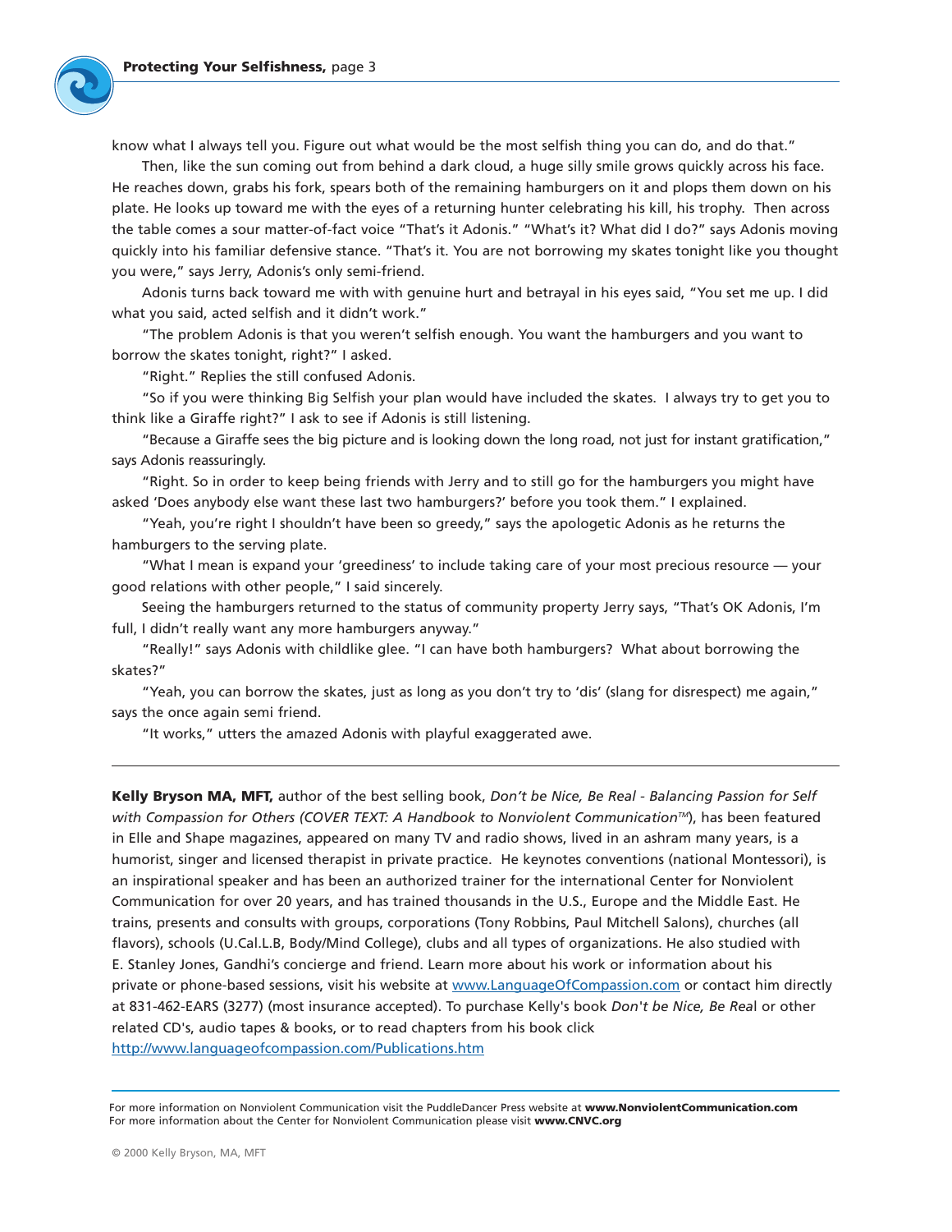know what I always tell you. Figure out what would be the most selfish thing you can do, and do that."

Then, like the sun coming out from behind a dark cloud, a huge silly smile grows quickly across his face. He reaches down, grabs his fork, spears both of the remaining hamburgers on it and plops them down on his plate. He looks up toward me with the eyes of a returning hunter celebrating his kill, his trophy. Then across the table comes a sour matter-of-fact voice "That's it Adonis." "What's it? What did I do?" says Adonis moving quickly into his familiar defensive stance. "That's it. You are not borrowing my skates tonight like you thought you were," says Jerry, Adonis's only semi-friend.

Adonis turns back toward me with with genuine hurt and betrayal in his eyes said, "You set me up. I did what you said, acted selfish and it didn't work."

"The problem Adonis is that you weren't selfish enough. You want the hamburgers and you want to borrow the skates tonight, right?" I asked.

"Right." Replies the still confused Adonis.

"So if you were thinking Big Selfish your plan would have included the skates. I always try to get you to think like a Giraffe right?" I ask to see if Adonis is still listening.

"Because a Giraffe sees the big picture and is looking down the long road, not just for instant gratification," says Adonis reassuringly.

"Right. So in order to keep being friends with Jerry and to still go for the hamburgers you might have asked 'Does anybody else want these last two hamburgers?' before you took them." I explained.

"Yeah, you're right I shouldn't have been so greedy," says the apologetic Adonis as he returns the hamburgers to the serving plate.

"What I mean is expand your 'greediness' to include taking care of your most precious resource — your good relations with other people," I said sincerely.

Seeing the hamburgers returned to the status of community property Jerry says, "That's OK Adonis, I'm full, I didn't really want any more hamburgers anyway."

"Really!" says Adonis with childlike glee. "I can have both hamburgers? What about borrowing the skates?"

"Yeah, you can borrow the skates, just as long as you don't try to 'dis' (slang for disrespect) me again," says the once again semi friend.

"It works," utters the amazed Adonis with playful exaggerated awe.

---

**Kelly Bryson MA, MFT,** author of the best selling book, *Don't be Nice, Be Real - Balancing Passion for Self with Compassion for Others (COVER TEXT: A Handbook to Nonviolent Communication™)*, has been featured in Elle and Shape magazines, appeared on many TV and radio shows, lived in an ashram many years, is a humorist, singer and licensed therapist in private practice. He keynotes conventions (national Montessori), is an inspirational speaker and has been an authorized trainer for the international Center for Nonviolent Communication for over 20 years, and has trained thousands in the U.S., Europe and the Middle East. He trains, presents and consults with groups, corporations (Tony Robbins, Paul Mitchell Salons), churches (all flavors), schools (U.Cal.L.B, Body/Mind College), clubs and all types of organizations. He also studied with E. Stanley Jones, Gandhi's concierge and friend. Learn more about his work or information about his private or phone-based sessions, visit his website at www.LanguageOfCompassion.com or contact him directly at 831-462-EARS (3277) (most insurance accepted). To purchase Kelly's book *Don't be Nice, Be Real* or other related CD's, audio tapes & books, or to read chapters from his book click http://www.languageofcompassion.com/Publications.htm

For more information on Nonviolent Communication visit the PuddleDancer Press website at **www.NonviolentCommunication.com**
For more information about the Center for Nonviolent Communication please visit **www.CNVC.org**

© 2000 Kelly Bryson, MA, MFT